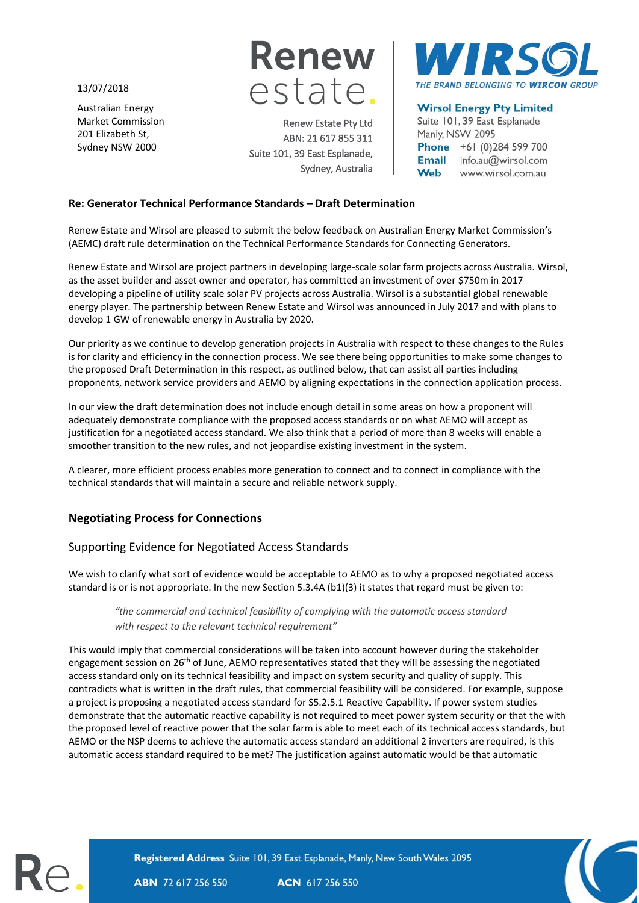13/07/2018

Australian Energy
Market Commission
201 Elizabeth St,
Sydney NSW 2000

Renew Estate Pty Ltd
ABN: 21 617 855 311
Suite 101, 39 East Esplanade,
Sydney, Australia

**Wirsol Energy Pty Limited**
Suite 101, 39 East Esplanade
Manly, NSW 2095
**Phone** +61 (0)284 599 700
**Email** info.au@wirsol.com
**Web** www.wirsol.com.au

**Re: Generator Technical Performance Standards – Draft Determination**

Renew Estate and Wirsol are pleased to submit the below feedback on Australian Energy Market Commission's (AEMC) draft rule determination on the Technical Performance Standards for Connecting Generators.

Renew Estate and Wirsol are project partners in developing large-scale solar farm projects across Australia. Wirsol, as the asset builder and asset owner and operator, has committed an investment of over $750m in 2017 developing a pipeline of utility scale solar PV projects across Australia. Wirsol is a substantial global renewable energy player. The partnership between Renew Estate and Wirsol was announced in July 2017 and with plans to develop 1 GW of renewable energy in Australia by 2020.

Our priority as we continue to develop generation projects in Australia with respect to these changes to the Rules is for clarity and efficiency in the connection process. We see there being opportunities to make some changes to the proposed Draft Determination in this respect, as outlined below, that can assist all parties including proponents, network service providers and AEMO by aligning expectations in the connection application process.

In our view the draft determination does not include enough detail in some areas on how a proponent will adequately demonstrate compliance with the proposed access standards or on what AEMO will accept as justification for a negotiated access standard. We also think that a period of more than 8 weeks will enable a smoother transition to the new rules, and not jeopardise existing investment in the system.

A clearer, more efficient process enables more generation to connect and to connect in compliance with the technical standards that will maintain a secure and reliable network supply.

## Negotiating Process for Connections

### Supporting Evidence for Negotiated Access Standards

We wish to clarify what sort of evidence would be acceptable to AEMO as to why a proposed negotiated access standard is or is not appropriate. In the new Section 5.3.4A (b1)(3) it states that regard must be given to:

> *"the commercial and technical feasibility of complying with the automatic access standard with respect to the relevant technical requirement"*

This would imply that commercial considerations will be taken into account however during the stakeholder engagement session on 26th of June, AEMO representatives stated that they will be assessing the negotiated access standard only on its technical feasibility and impact on system security and quality of supply. This contradicts what is written in the draft rules, that commercial feasibility will be considered. For example, suppose a project is proposing a negotiated access standard for S5.2.5.1 Reactive Capability. If power system studies demonstrate that the automatic reactive capability is not required to meet power system security or that the with the proposed level of reactive power that the solar farm is able to meet each of its technical access standards, but AEMO or the NSP deems to achieve the automatic access standard an additional 2 inverters are required, is this automatic access standard required to be met? The justification against automatic would be that automatic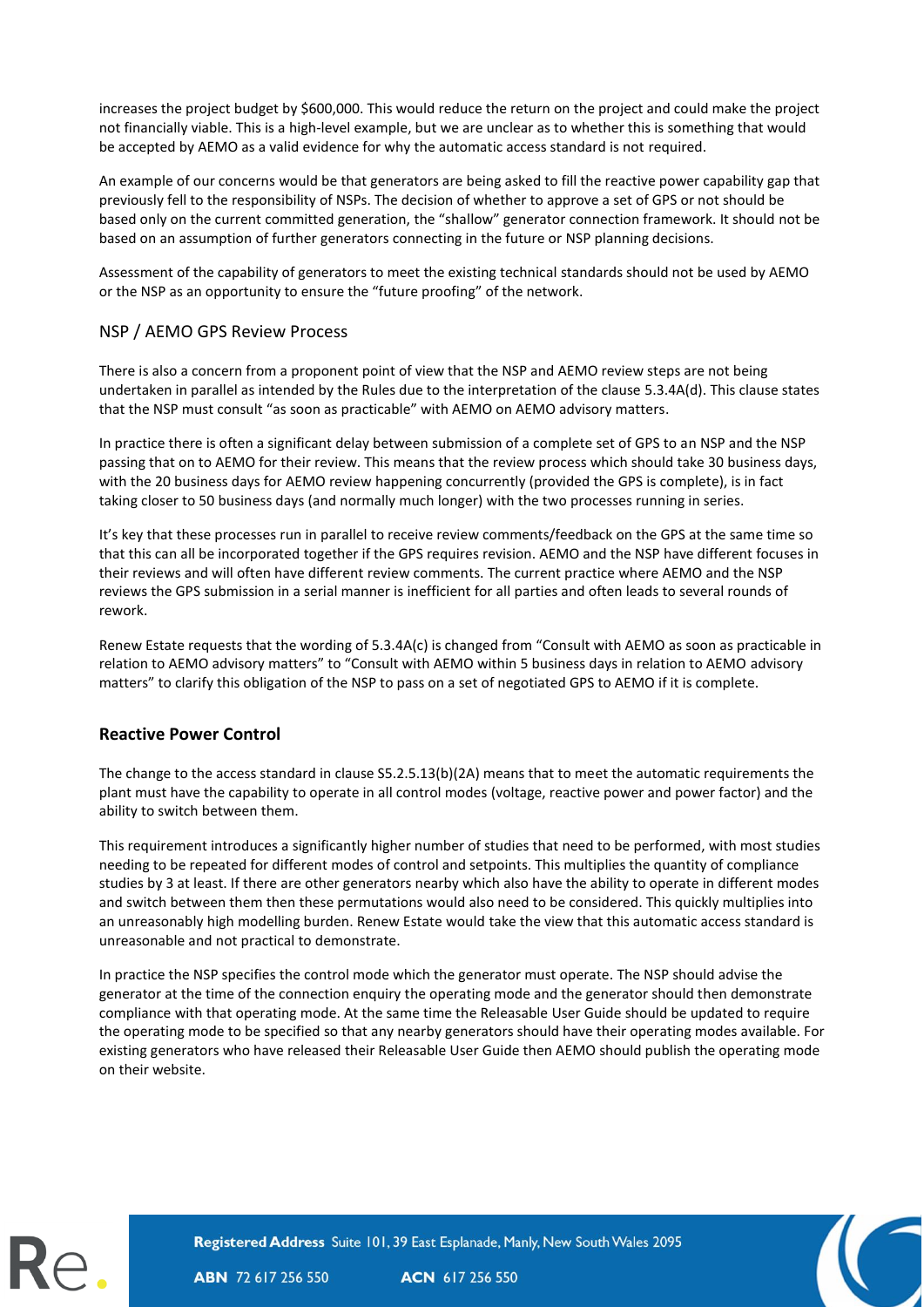increases the project budget by $600,000. This would reduce the return on the project and could make the project not financially viable. This is a high-level example, but we are unclear as to whether this is something that would be accepted by AEMO as a valid evidence for why the automatic access standard is not required.

An example of our concerns would be that generators are being asked to fill the reactive power capability gap that previously fell to the responsibility of NSPs. The decision of whether to approve a set of GPS or not should be based only on the current committed generation, the "shallow" generator connection framework. It should not be based on an assumption of further generators connecting in the future or NSP planning decisions.

Assessment of the capability of generators to meet the existing technical standards should not be used by AEMO or the NSP as an opportunity to ensure the "future proofing" of the network.

### NSP / AEMO GPS Review Process

There is also a concern from a proponent point of view that the NSP and AEMO review steps are not being undertaken in parallel as intended by the Rules due to the interpretation of the clause 5.3.4A(d). This clause states that the NSP must consult "as soon as practicable" with AEMO on AEMO advisory matters.

In practice there is often a significant delay between submission of a complete set of GPS to an NSP and the NSP passing that on to AEMO for their review. This means that the review process which should take 30 business days, with the 20 business days for AEMO review happening concurrently (provided the GPS is complete), is in fact taking closer to 50 business days (and normally much longer) with the two processes running in series.

It's key that these processes run in parallel to receive review comments/feedback on the GPS at the same time so that this can all be incorporated together if the GPS requires revision. AEMO and the NSP have different focuses in their reviews and will often have different review comments. The current practice where AEMO and the NSP reviews the GPS submission in a serial manner is inefficient for all parties and often leads to several rounds of rework.

Renew Estate requests that the wording of 5.3.4A(c) is changed from "Consult with AEMO as soon as practicable in relation to AEMO advisory matters" to "Consult with AEMO within 5 business days in relation to AEMO advisory matters" to clarify this obligation of the NSP to pass on a set of negotiated GPS to AEMO if it is complete.

## Reactive Power Control

The change to the access standard in clause S5.2.5.13(b)(2A) means that to meet the automatic requirements the plant must have the capability to operate in all control modes (voltage, reactive power and power factor) and the ability to switch between them.

This requirement introduces a significantly higher number of studies that need to be performed, with most studies needing to be repeated for different modes of control and setpoints. This multiplies the quantity of compliance studies by 3 at least. If there are other generators nearby which also have the ability to operate in different modes and switch between them then these permutations would also need to be considered. This quickly multiplies into an unreasonably high modelling burden. Renew Estate would take the view that this automatic access standard is unreasonable and not practical to demonstrate.

In practice the NSP specifies the control mode which the generator must operate. The NSP should advise the generator at the time of the connection enquiry the operating mode and the generator should then demonstrate compliance with that operating mode. At the same time the Releasable User Guide should be updated to require the operating mode to be specified so that any nearby generators should have their operating modes available. For existing generators who have released their Releasable User Guide then AEMO should publish the operating mode on their website.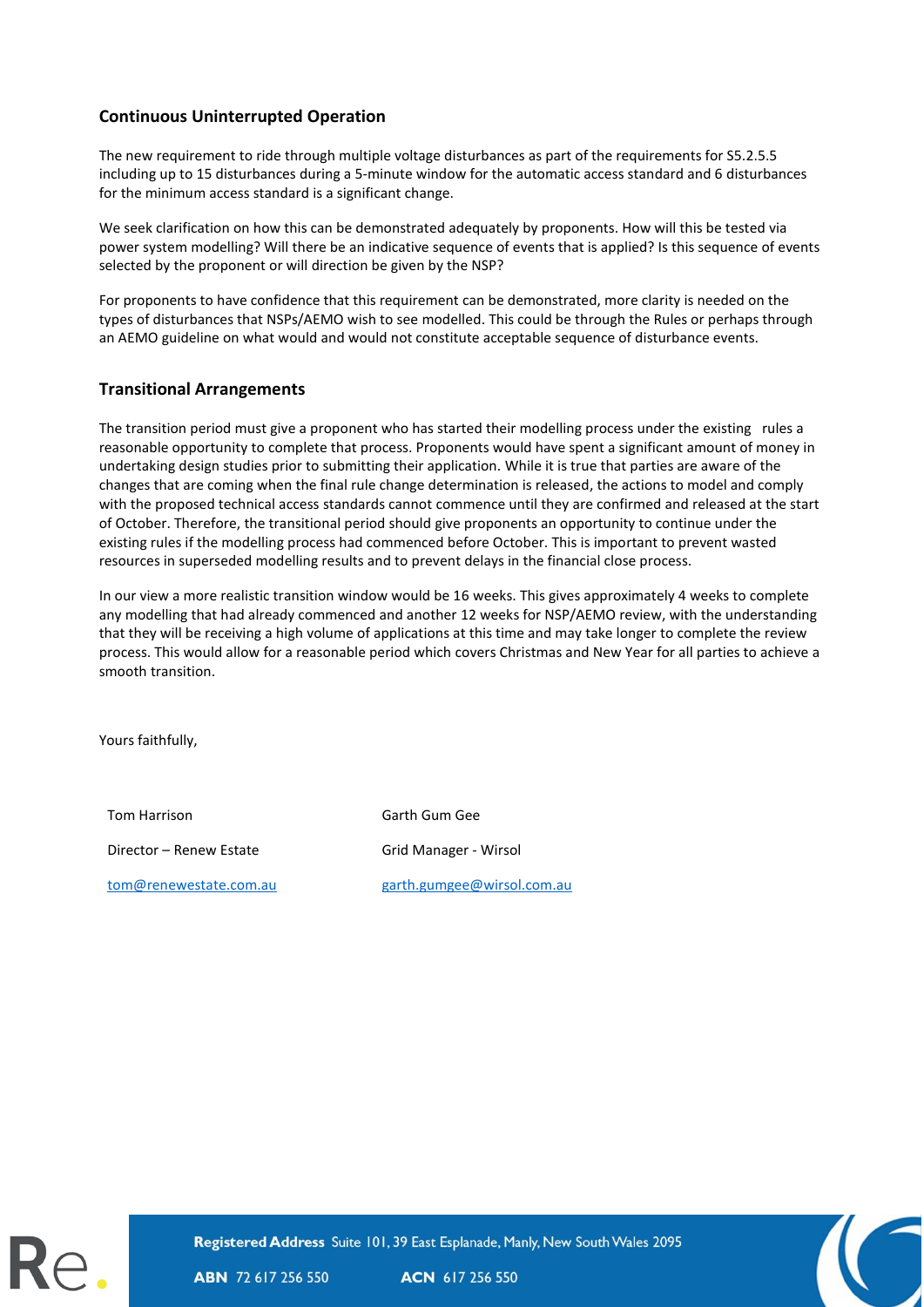### Continuous Uninterrupted Operation

The new requirement to ride through multiple voltage disturbances as part of the requirements for S5.2.5.5 including up to 15 disturbances during a 5-minute window for the automatic access standard and 6 disturbances for the minimum access standard is a significant change.

We seek clarification on how this can be demonstrated adequately by proponents. How will this be tested via power system modelling? Will there be an indicative sequence of events that is applied? Is this sequence of events selected by the proponent or will direction be given by the NSP?

For proponents to have confidence that this requirement can be demonstrated, more clarity is needed on the types of disturbances that NSPs/AEMO wish to see modelled. This could be through the Rules or perhaps through an AEMO guideline on what would and would not constitute acceptable sequence of disturbance events.

### Transitional Arrangements

The transition period must give a proponent who has started their modelling process under the existing rules a reasonable opportunity to complete that process. Proponents would have spent a significant amount of money in undertaking design studies prior to submitting their application. While it is true that parties are aware of the changes that are coming when the final rule change determination is released, the actions to model and comply with the proposed technical access standards cannot commence until they are confirmed and released at the start of October. Therefore, the transitional period should give proponents an opportunity to continue under the existing rules if the modelling process had commenced before October. This is important to prevent wasted resources in superseded modelling results and to prevent delays in the financial close process.

In our view a more realistic transition window would be 16 weeks. This gives approximately 4 weeks to complete any modelling that had already commenced and another 12 weeks for NSP/AEMO review, with the understanding that they will be receiving a high volume of applications at this time and may take longer to complete the review process. This would allow for a reasonable period which covers Christmas and New Year for all parties to achieve a smooth transition.

Yours faithfully,

| | |
|---|---|
| Tom Harrison | Garth Gum Gee |
| Director – Renew Estate | Grid Manager - Wirsol |
| tom@renewestate.com.au | garth.gumgee@wirsol.com.au |

**Registered Address** Suite 101, 39 East Esplanade, Manly, New South Wales 2095

**ABN** 72 617 256 550 **ACN** 617 256 550